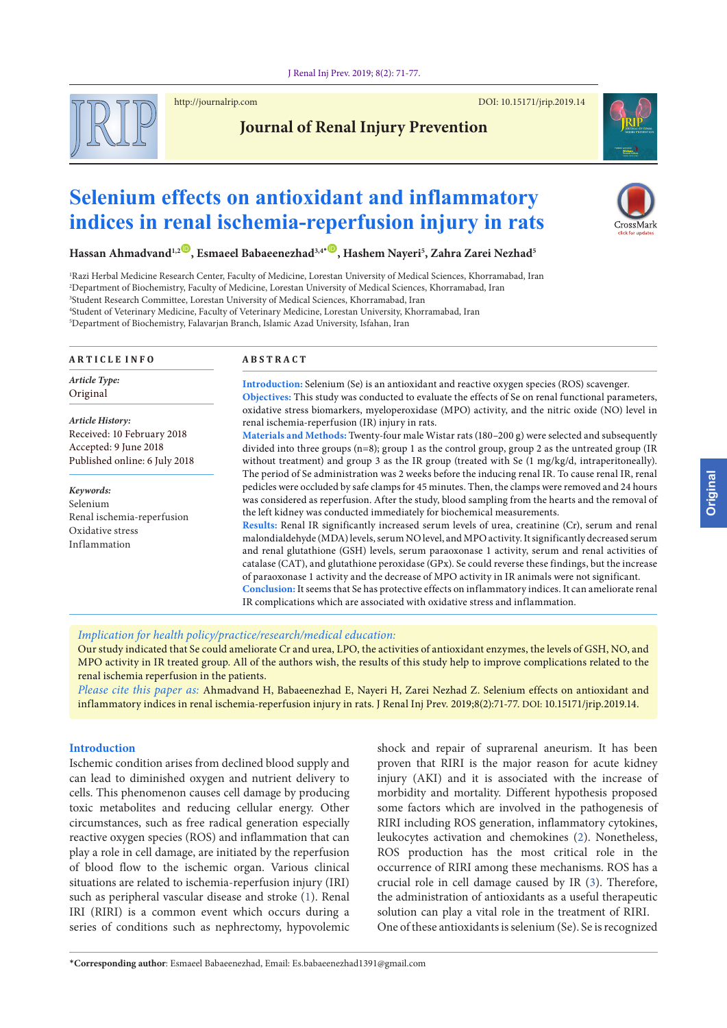# Selenium effects on antioxidant and inflammatory indices in renal ischemia-reperfusion injury in rats

**Hassan Ahmadvand[1,2], Esmaeel Babaeenezhad[3,4*], Hashem Nayeri[5], Zahra Zarei Nezhad[5]**

[1]Razi Herbal Medicine Research Center, Faculty of Medicine, Lorestan University of Medical Sciences, Khorramabad, Iran
[2]Department of Biochemistry, Faculty of Medicine, Lorestan University of Medical Sciences, Khorramabad, Iran
[3]Student Research Committee, Lorestan University of Medical Sciences, Khorramabad, Iran
[4]Student of Veterinary Medicine, Faculty of Veterinary Medicine, Lorestan University, Khorramabad, Iran
[5]Department of Biochemistry, Falavarjan Branch, Islamic Azad University, Isfahan, Iran

## ARTICLE INFO

*Article Type:*
Original

*Article History:*
Received: 10 February 2018
Accepted: 9 June 2018
Published online: 6 July 2018

*Keywords:*
Selenium
Renal ischemia-reperfusion
Oxidative stress
Inflammation

## ABSTRACT

**Introduction:** Selenium (Se) is an antioxidant and reactive oxygen species (ROS) scavenger.

**Objectives:** This study was conducted to evaluate the effects of Se on renal functional parameters, oxidative stress biomarkers, myeloperoxidase (MPO) activity, and the nitric oxide (NO) level in renal ischemia-reperfusion (IR) injury in rats.

**Materials and Methods:** Twenty-four male Wistar rats (180–200 g) were selected and subsequently divided into three groups (n=8); group 1 as the control group, group 2 as the untreated group (IR without treatment) and group 3 as the IR group (treated with Se (1 mg/kg/d, intraperitoneally). The period of Se administration was 2 weeks before the inducing renal IR. To cause renal IR, renal pedicles were occluded by safe clamps for 45 minutes. Then, the clamps were removed and 24 hours was considered as reperfusion. After the study, blood sampling from the hearts and the removal of the left kidney was conducted immediately for biochemical measurements.

**Results:** Renal IR significantly increased serum levels of urea, creatinine (Cr), serum and renal malondialdehyde (MDA) levels, serum NO level, and MPO activity. It significantly decreased serum and renal glutathione (GSH) levels, serum paraoxonase 1 activity, serum and renal activities of catalase (CAT), and glutathione peroxidase (GPx). Se could reverse these findings, but the increase of paraoxonase 1 activity and the decrease of MPO activity in IR animals were not significant.

**Conclusion:** It seems that Se has protective effects on inflammatory indices. It can ameliorate renal IR complications which are associated with oxidative stress and inflammation.

*Implication for health policy/practice/research/medical education:*
Our study indicated that Se could ameliorate Cr and urea, LPO, the activities of antioxidant enzymes, the levels of GSH, NO, and MPO activity in IR treated group. All of the authors wish, the results of this study help to improve complications related to the renal ischemia reperfusion in the patients.

*Please cite this paper as:* Ahmadvand H, Babaeenezhad E, Nayeri H, Zarei Nezhad Z. Selenium effects on antioxidant and inflammatory indices in renal ischemia-reperfusion injury in rats. J Renal Inj Prev. 2019;8(2):71-77. DOI: 10.15171/jrip.2019.14.

## Introduction

Ischemic condition arises from declined blood supply and can lead to diminished oxygen and nutrient delivery to cells. This phenomenon causes cell damage by producing toxic metabolites and reducing cellular energy. Other circumstances, such as free radical generation especially reactive oxygen species (ROS) and inflammation that can play a role in cell damage, are initiated by the reperfusion of blood flow to the ischemic organ. Various clinical situations are related to ischemia-reperfusion injury (IRI) such as peripheral vascular disease and stroke (1). Renal IRI (RIRI) is a common event which occurs during a series of conditions such as nephrectomy, hypovolemic shock and repair of suprarenal aneurism. It has been proven that RIRI is the major reason for acute kidney injury (AKI) and it is associated with the increase of morbidity and mortality. Different hypothesis proposed some factors which are involved in the pathogenesis of RIRI including ROS generation, inflammatory cytokines, leukocytes activation and chemokines (2). Nonetheless, ROS production has the most critical role in the occurrence of RIRI among these mechanisms. ROS has a crucial role in cell damage caused by IR (3). Therefore, the administration of antioxidants as a useful therapeutic solution can play a vital role in the treatment of RIRI.

One of these antioxidants is selenium (Se). Se is recognized

*Corresponding author: Esmaeel Babaeenezhad, Email: Es.babaeenezhad1391@gmail.com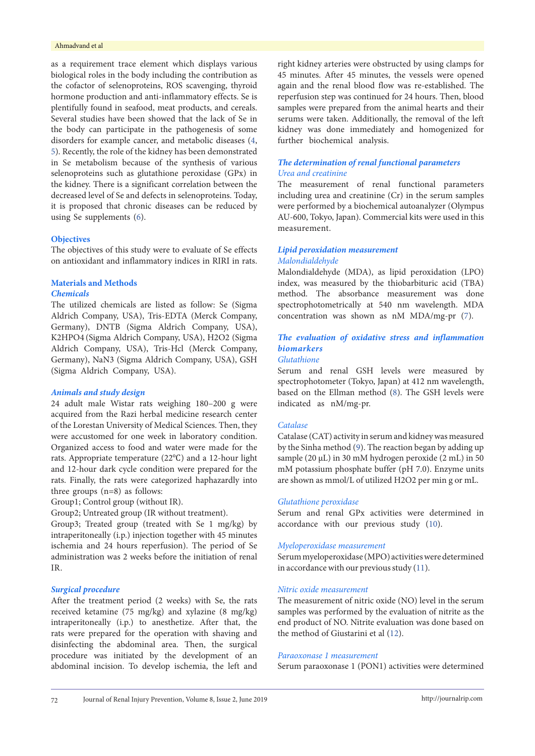as a requirement trace element which displays various biological roles in the body including the contribution as the cofactor of selenoproteins, ROS scavenging, thyroid hormone production and anti-inflammatory effects. Se is plentifully found in seafood, meat products, and cereals. Several studies have been showed that the lack of Se in the body can participate in the pathogenesis of some disorders for example cancer, and metabolic diseases (4, 5). Recently, the role of the kidney has been demonstrated in Se metabolism because of the synthesis of various selenoproteins such as glutathione peroxidase (GPx) in the kidney. There is a significant correlation between the decreased level of Se and defects in selenoproteins. Today, it is proposed that chronic diseases can be reduced by using Se supplements (6).

## Objectives

The objectives of this study were to evaluate of Se effects on antioxidant and inflammatory indices in RIRI in rats.

## Materials and Methods

### Chemicals

The utilized chemicals are listed as follow: Se (Sigma Aldrich Company, USA), Tris-EDTA (Merck Company, Germany), DNTB (Sigma Aldrich Company, USA), $K_2HPO_4$ (Sigma Aldrich Company, USA), $H_2O_2$ (Sigma Aldrich Company, USA), Tris-Hcl (Merck Company, Germany), $NaN_3$ (Sigma Aldrich Company, USA), GSH (Sigma Aldrich Company, USA).

### Animals and study design

24 adult male Wistar rats weighing 180–200 g were acquired from the Razi herbal medicine research center of the Lorestan University of Medical Sciences. Then, they were accustomed for one week in laboratory condition. Organized access to food and water were made for the rats. Appropriate temperature (22°C) and a 12-hour light and 12-hour dark cycle condition were prepared for the rats. Finally, the rats were categorized haphazardly into three groups (n=8) as follows:

Group1; Control group (without IR).

Group2; Untreated group (IR without treatment).

Group3; Treated group (treated with Se 1 mg/kg) by intraperitoneally (i.p.) injection together with 45 minutes ischemia and 24 hours reperfusion). The period of Se administration was 2 weeks before the initiation of renal IR.

### Surgical procedure

After the treatment period (2 weeks) with Se, the rats received ketamine (75 mg/kg) and xylazine (8 mg/kg) intraperitoneally (i.p.) to anesthetize. After that, the rats were prepared for the operation with shaving and disinfecting the abdominal area. Then, the surgical procedure was initiated by the development of an abdominal incision. To develop ischemia, the left and right kidney arteries were obstructed by using clamps for 45 minutes. After 45 minutes, the vessels were opened again and the renal blood flow was re-established. The reperfusion step was continued for 24 hours. Then, blood samples were prepared from the animal hearts and their serums were taken. Additionally, the removal of the left kidney was done immediately and homogenized for further biochemical analysis.

### The determination of renal functional parameters

#### Urea and creatinine

The measurement of renal functional parameters including urea and creatinine (Cr) in the serum samples were performed by a biochemical autoanalyzer (Olympus AU-600, Tokyo, Japan). Commercial kits were used in this measurement.

### Lipid peroxidation measurement

#### Malondialdehyde

Malondialdehyde (MDA), as lipid peroxidation (LPO) index, was measured by the thiobarbituric acid (TBA) method. The absorbance measurement was done spectrophotometrically at 540 nm wavelength. MDA concentration was shown as nM MDA/mg-pr (7).

### The evaluation of oxidative stress and inflammation biomarkers

#### Glutathione

Serum and renal GSH levels were measured by spectrophotometer (Tokyo, Japan) at 412 nm wavelength, based on the Ellman method (8). The GSH levels were indicated as nM/mg-pr.

#### Catalase

Catalase (CAT) activity in serum and kidney was measured by the Sinha method (9). The reaction began by adding up sample (20 µL) in 30 mM hydrogen peroxide (2 mL) in 50 mM potassium phosphate buffer (pH 7.0). Enzyme units are shown as mmol/L of utilized $H_2O_2$ per min g or mL.

#### Glutathione peroxidase

Serum and renal GPx activities were determined in accordance with our previous study (10).

#### Myeloperoxidase measurement

Serum myeloperoxidase (MPO) activities were determined in accordance with our previous study (11).

#### Nitric oxide measurement

The measurement of nitric oxide (NO) level in the serum samples was performed by the evaluation of nitrite as the end product of NO. Nitrite evaluation was done based on the method of Giustarini et al (12).

#### Paraoxonase 1 measurement

Serum paraoxonase 1 (PON1) activities were determined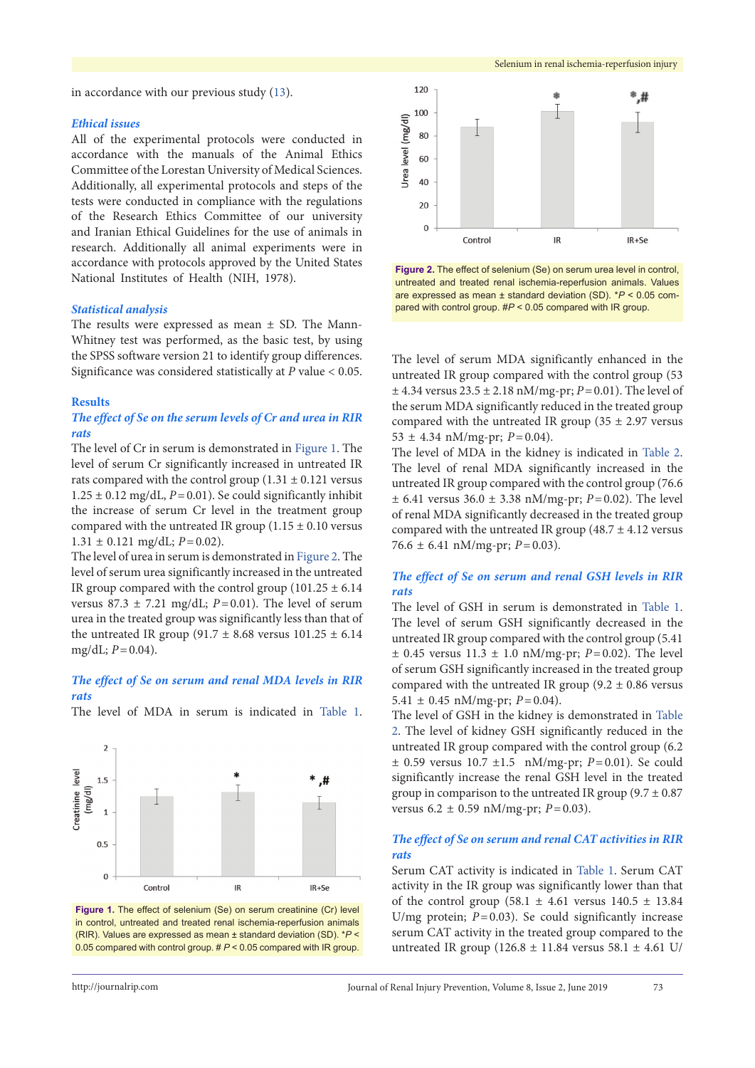in accordance with our previous study (13).

### Ethical issues

All of the experimental protocols were conducted in accordance with the manuals of the Animal Ethics Committee of the Lorestan University of Medical Sciences. Additionally, all experimental protocols and steps of the tests were conducted in compliance with the regulations of the Research Ethics Committee of our university and Iranian Ethical Guidelines for the use of animals in research. Additionally all animal experiments were in accordance with protocols approved by the United States National Institutes of Health (NIH, 1978).

### Statistical analysis

The results were expressed as mean ± SD. The Mann-Whitney test was performed, as the basic test, by using the SPSS software version 21 to identify group differences. Significance was considered statistically at $P$ value < 0.05.

## Results

### The effect of Se on the serum levels of Cr and urea in RIR rats

The level of Cr in serum is demonstrated in Figure 1. The level of serum Cr significantly increased in untreated IR rats compared with the control group (1.31 ± 0.121 versus 1.25 ± 0.12 mg/dL, $P$ = 0.01). Se could significantly inhibit the increase of serum Cr level in the treatment group compared with the untreated IR group (1.15 ± 0.10 versus 1.31 ± 0.121 mg/dL; $P$ = 0.02).

The level of urea in serum is demonstrated in Figure 2. The level of serum urea significantly increased in the untreated IR group compared with the control group (101.25 ± 6.14 versus 87.3 ± 7.21 mg/dL; $P$ = 0.01). The level of serum urea in the treated group was significantly less than that of the untreated IR group (91.7 ± 8.68 versus 101.25 ± 6.14 mg/dL; $P$ = 0.04).

Figure 1. The effect of selenium (Se) on serum creatinine (Cr) level in control, untreated and treated renal ischemia-reperfusion animals (RIR). Values are expressed as mean ± standard deviation (SD). *$P$ < 0.05 compared with control group. # $P$ < 0.05 compared with IR group.

Figure 2. The effect of selenium (Se) on serum urea level in control, untreated and treated renal ischemia-reperfusion animals. Values are expressed as mean ± standard deviation (SD). *$P$ < 0.05 compared with control group. #$P$ < 0.05 compared with IR group.

### The effect of Se on serum and renal MDA levels in RIR rats

The level of MDA in serum is indicated in Table 1. The level of serum MDA significantly enhanced in the untreated IR group compared with the control group (53 ± 4.34 versus 23.5 ± 2.18 nM/mg-pr; $P$ = 0.01). The level of the serum MDA significantly reduced in the treated group compared with the untreated IR group (35 ± 2.97 versus 53 ± 4.34 nM/mg-pr; $P$ = 0.04).

The level of MDA in the kidney is indicated in Table 2. The level of renal MDA significantly increased in the untreated IR group compared with the control group (76.6 ± 6.41 versus 36.0 ± 3.38 nM/mg-pr; $P$ = 0.02). The level of renal MDA significantly decreased in the treated group compared with the untreated IR group (48.7 ± 4.12 versus 76.6 ± 6.41 nM/mg-pr; $P$ = 0.03).

### The effect of Se on serum and renal GSH levels in RIR rats

The level of GSH in serum is demonstrated in Table 1. The level of serum GSH significantly decreased in the untreated IR group compared with the control group (5.41 ± 0.45 versus 11.3 ± 1.0 nM/mg-pr; $P$ = 0.02). The level of serum GSH significantly increased in the treated group compared with the untreated IR group (9.2 ± 0.86 versus 5.41 ± 0.45 nM/mg-pr; $P$ = 0.04).

The level of GSH in the kidney is demonstrated in Table 2. The level of kidney GSH significantly reduced in the untreated IR group compared with the control group (6.2 ± 0.59 versus 10.7 ±1.5 nM/mg-pr; $P$ = 0.01). Se could significantly increase the renal GSH level in the treated group in comparison to the untreated IR group (9.7 ± 0.87 versus 6.2 ± 0.59 nM/mg-pr; $P$ = 0.03).

### The effect of Se on serum and renal CAT activities in RIR rats

Serum CAT activity is indicated in Table 1. Serum CAT activity in the IR group was significantly lower than that of the control group (58.1 ± 4.61 versus 140.5 ± 13.84 U/mg protein; $P$ = 0.03). Se could significantly increase serum CAT activity in the treated group compared to the untreated IR group (126.8 ± 11.84 versus 58.1 ± 4.61 U/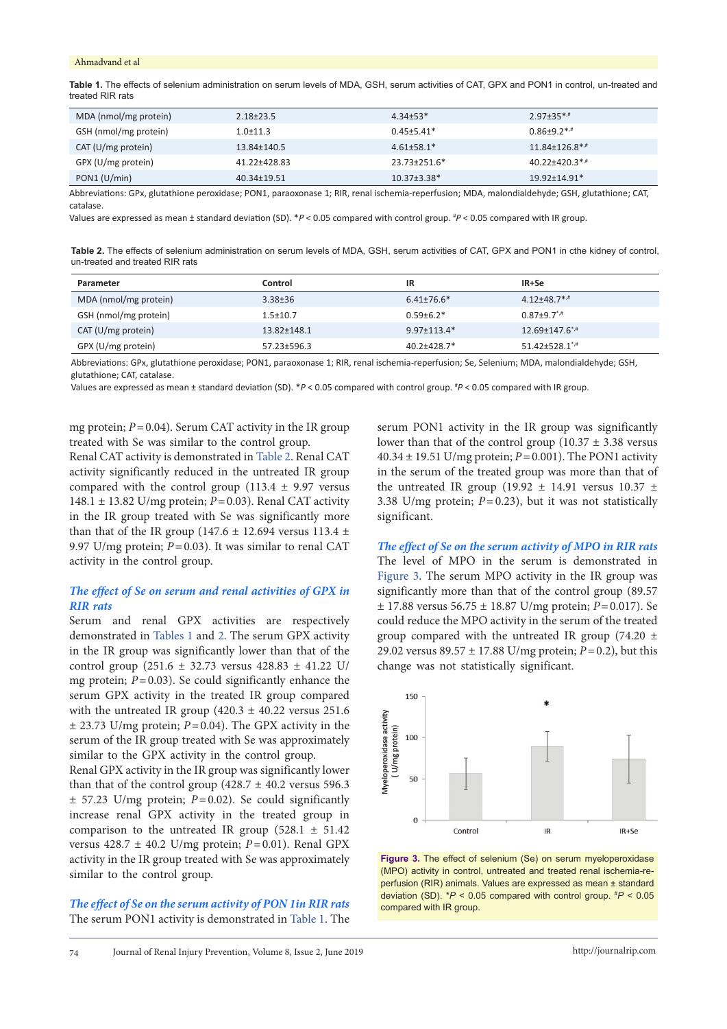**Table 1.** The effects of selenium administration on serum levels of MDA, GSH, serum activities of CAT, GPX and PON1 in control, un-treated and treated RIR rats

| | | | |
|---|---|---|---|
| MDA (nmol/mg protein) | 2.18±23.5 | 4.34±53* | 2.97±35*,# |
| GSH (nmol/mg protein) | 1.0±11.3 | 0.45±5.41* | 0.86±9.2*,# |
| CAT (U/mg protein) | 13.84±140.5 | 4.61±58.1* | 11.84±126.8*,# |
| GPX (U/mg protein) | 41.22±428.83 | 23.73±251.6* | 40.22±420.3*,# |
| PON1 (U/min) | 40.34±19.51 | 10.37±3.38* | 19.92±14.91* |

Abbreviations: GPx, glutathione peroxidase; PON1, paraoxonase 1; RIR, renal ischemia-reperfusion; MDA, malondialdehyde; GSH, glutathione; CAT, catalase.
Values are expressed as mean ± standard deviation (SD). *$P < 0.05$ compared with control group. #$P < 0.05$ compared with IR group.

**Table 2.** The effects of selenium administration on serum levels of MDA, GSH, serum activities of CAT, GPX and PON1 in cthe kidney of control, un-treated and treated RIR rats

| Parameter | Control | IR | IR+Se |
|---|---|---|---|
| MDA (nmol/mg protein) | 3.38±36 | 6.41±76.6* | 4.12±48.7*,# |
| GSH (nmol/mg protein) | 1.5±10.7 | 0.59±6.2* | 0.87±9.7*,# |
| CAT (U/mg protein) | 13.82±148.1 | 9.97±113.4* | 12.69±147.6*,# |
| GPX (U/mg protein) | 57.23±596.3 | 40.2±428.7* | 51.42±528.1*,# |

Abbreviations: GPx, glutathione peroxidase; PON1, paraoxonase 1; RIR, renal ischemia-reperfusion; Se, Selenium; MDA, malondialdehyde; GSH, glutathione; CAT, catalase.
Values are expressed as mean ± standard deviation (SD). *$P < 0.05$ compared with control group. #$P < 0.05$ compared with IR group.

mg protein; $P = 0.04$). Serum CAT activity in the IR group treated with Se was similar to the control group.

Renal CAT activity is demonstrated in Table 2. Renal CAT activity significantly reduced in the untreated IR group compared with the control group (113.4 ± 9.97 versus 148.1 ± 13.82 U/mg protein; $P = 0.03$). Renal CAT activity in the IR group treated with Se was significantly more than that of the IR group (147.6 ± 12.694 versus 113.4 ± 9.97 U/mg protein; $P = 0.03$). It was similar to renal CAT activity in the control group.

### *The effect of Se on serum and renal activities of GPX in RIR rats*

Serum and renal GPX activities are respectively demonstrated in Tables 1 and 2. The serum GPX activity in the IR group was significantly lower than that of the control group (251.6 ± 32.73 versus 428.83 ± 41.22 U/mg protein; $P = 0.03$). Se could significantly enhance the serum GPX activity in the treated IR group compared with the untreated IR group (420.3 ± 40.22 versus 251.6 ± 23.73 U/mg protein; $P = 0.04$). The GPX activity in the serum of the IR group treated with Se was approximately similar to the GPX activity in the control group.

Renal GPX activity in the IR group was significantly lower than that of the control group (428.7 ± 40.2 versus 596.3 ± 57.23 U/mg protein; $P = 0.02$). Se could significantly increase renal GPX activity in the treated group in comparison to the untreated IR group (528.1 ± 51.42 versus 428.7 ± 40.2 U/mg protein; $P = 0.01$). Renal GPX activity in the IR group treated with Se was approximately similar to the control group.

### *The effect of Se on the serum activity of PON 1in RIR rats*

The serum PON1 activity is demonstrated in Table 1. The serum PON1 activity in the IR group was significantly lower than that of the control group (10.37 ± 3.38 versus 40.34 ± 19.51 U/mg protein; $P = 0.001$). The PON1 activity in the serum of the treated group was more than that of the untreated IR group (19.92 ± 14.91 versus 10.37 ± 3.38 U/mg protein; $P = 0.23$), but it was not statistically significant.

### *The effect of Se on the serum activity of MPO in RIR rats*

The level of MPO in the serum is demonstrated in Figure 3. The serum MPO activity in the IR group was significantly more than that of the control group (89.57 ± 17.88 versus 56.75 ± 18.87 U/mg protein; $P = 0.017$). Se could reduce the MPO activity in the serum of the treated group compared with the untreated IR group (74.20 ± 29.02 versus 89.57 ± 17.88 U/mg protein; $P = 0.2$), but this change was not statistically significant.

**Figure 3.** The effect of selenium (Se) on serum myeloperoxidase (MPO) activity in control, untreated and treated renal ischemia-reperfusion (RIR) animals. Values are expressed as mean ± standard deviation (SD). *$P < 0.05$ compared with control group. #$P < 0.05$ compared with IR group.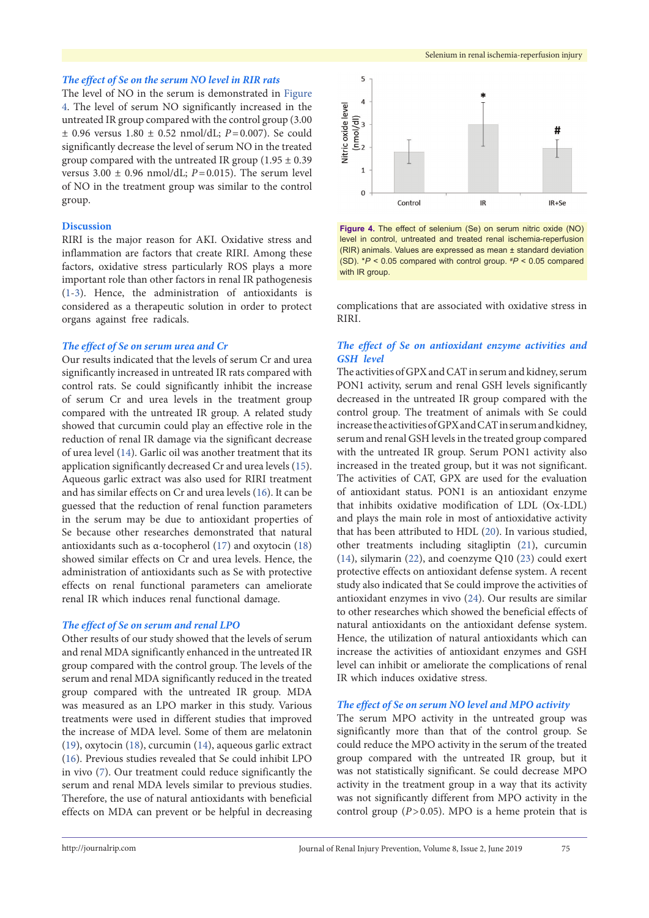### The effect of Se on the serum NO level in RIR rats

The level of NO in the serum is demonstrated in Figure 4. The level of serum NO significantly increased in the untreated IR group compared with the control group (3.00 ± 0.96 versus 1.80 ± 0.52 nmol/dL; $P = 0.007$). Se could significantly decrease the level of serum NO in the treated group compared with the untreated IR group (1.95 ± 0.39 versus 3.00 ± 0.96 nmol/dL; $P = 0.015$). The serum level of NO in the treatment group was similar to the control group.

**Figure 4.** The effect of selenium (Se) on serum nitric oxide (NO) level in control, untreated and treated renal ischemia-reperfusion (RIR) animals. Values are expressed as mean ± standard deviation (SD). *$P < 0.05$ compared with control group. #$P < 0.05$ compared with IR group.

## Discussion

RIRI is the major reason for AKI. Oxidative stress and inflammation are factors that create RIRI. Among these factors, oxidative stress particularly ROS plays a more important role than other factors in renal IR pathogenesis (1-3). Hence, the administration of antioxidants is considered as a therapeutic solution in order to protect organs against free radicals.

### The effect of Se on serum urea and Cr

Our results indicated that the levels of serum Cr and urea significantly increased in untreated IR rats compared with control rats. Se could significantly inhibit the increase of serum Cr and urea levels in the treatment group compared with the untreated IR group. A related study showed that curcumin could play an effective role in the reduction of renal IR damage via the significant decrease of urea level (14). Garlic oil was another treatment that its application significantly decreased Cr and urea levels (15). Aqueous garlic extract was also used for RIRI treatment and has similar effects on Cr and urea levels (16). It can be guessed that the reduction of renal function parameters in the serum may be due to antioxidant properties of Se because other researches demonstrated that natural antioxidants such as α-tocopherol (17) and oxytocin (18) showed similar effects on Cr and urea levels. Hence, the administration of antioxidants such as Se with protective effects on renal functional parameters can ameliorate renal IR which induces renal functional damage.

### The effect of Se on serum and renal LPO

Other results of our study showed that the levels of serum and renal MDA significantly enhanced in the untreated IR group compared with the control group. The levels of the serum and renal MDA significantly reduced in the treated group compared with the untreated IR group. MDA was measured as an LPO marker in this study. Various treatments were used in different studies that improved the increase of MDA level. Some of them are melatonin (19), oxytocin (18), curcumin (14), aqueous garlic extract (16). Previous studies revealed that Se could inhibit LPO in vivo (7). Our treatment could reduce significantly the serum and renal MDA levels similar to previous studies. Therefore, the use of natural antioxidants with beneficial effects on MDA can prevent or be helpful in decreasing complications that are associated with oxidative stress in RIRI.

### The effect of Se on antioxidant enzyme activities and GSH level

The activities of GPX and CAT in serum and kidney, serum PON1 activity, serum and renal GSH levels significantly decreased in the untreated IR group compared with the control group. The treatment of animals with Se could increase the activities of GPX and CAT in serum and kidney, serum and renal GSH levels in the treated group compared with the untreated IR group. Serum PON1 activity also increased in the treated group, but it was not significant. The activities of CAT, GPX are used for the evaluation of antioxidant status. PON1 is an antioxidant enzyme that inhibits oxidative modification of LDL (Ox-LDL) and plays the main role in most of antioxidative activity that has been attributed to HDL (20). In various studied, other treatments including sitagliptin (21), curcumin (14), silymarin (22), and coenzyme Q10 (23) could exert protective effects on antioxidant defense system. A recent study also indicated that Se could improve the activities of antioxidant enzymes in vivo (24). Our results are similar to other researches which showed the beneficial effects of natural antioxidants on the antioxidant defense system. Hence, the utilization of natural antioxidants which can increase the activities of antioxidant enzymes and GSH level can inhibit or ameliorate the complications of renal IR which induces oxidative stress.

### The effect of Se on serum NO level and MPO activity

The serum MPO activity in the untreated group was significantly more than that of the control group. Se could reduce the MPO activity in the serum of the treated group compared with the untreated IR group, but it was not statistically significant. Se could decrease MPO activity in the treatment group in a way that its activity was not significantly different from MPO activity in the control group ($P > 0.05$). MPO is a heme protein that is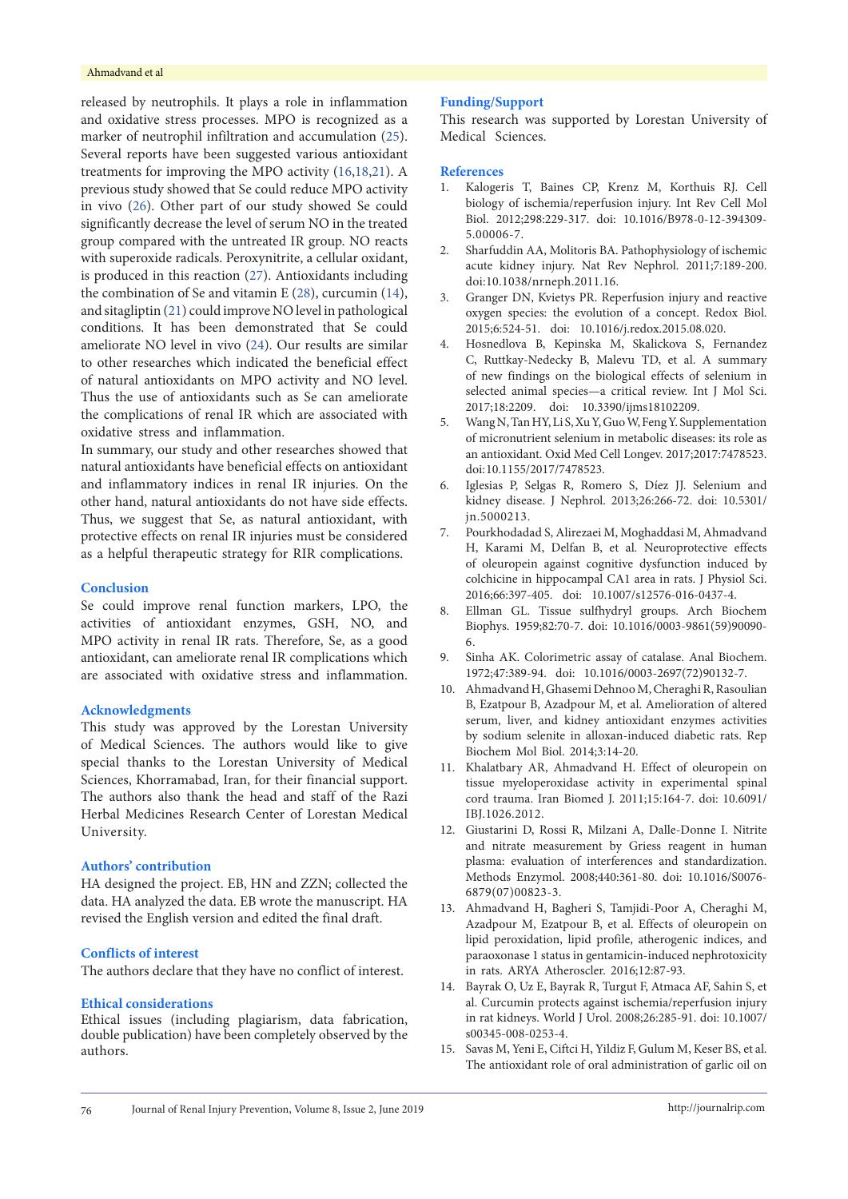released by neutrophils. It plays a role in inflammation and oxidative stress processes. MPO is recognized as a marker of neutrophil infiltration and accumulation (25). Several reports have been suggested various antioxidant treatments for improving the MPO activity (16,18,21). A previous study showed that Se could reduce MPO activity in vivo (26). Other part of our study showed Se could significantly decrease the level of serum NO in the treated group compared with the untreated IR group. NO reacts with superoxide radicals. Peroxynitrite, a cellular oxidant, is produced in this reaction (27). Antioxidants including the combination of Se and vitamin E (28), curcumin (14), and sitagliptin (21) could improve NO level in pathological conditions. It has been demonstrated that Se could ameliorate NO level in vivo (24). Our results are similar to other researches which indicated the beneficial effect of natural antioxidants on MPO activity and NO level. Thus the use of antioxidants such as Se can ameliorate the complications of renal IR which are associated with oxidative stress and inflammation.

In summary, our study and other researches showed that natural antioxidants have beneficial effects on antioxidant and inflammatory indices in renal IR injuries. On the other hand, natural antioxidants do not have side effects. Thus, we suggest that Se, as natural antioxidant, with protective effects on renal IR injuries must be considered as a helpful therapeutic strategy for RIR complications.

## Conclusion

Se could improve renal function markers, LPO, the activities of antioxidant enzymes, GSH, NO, and MPO activity in renal IR rats. Therefore, Se, as a good antioxidant, can ameliorate renal IR complications which are associated with oxidative stress and inflammation.

## Acknowledgments

This study was approved by the Lorestan University of Medical Sciences. The authors would like to give special thanks to the Lorestan University of Medical Sciences, Khorramabad, Iran, for their financial support. The authors also thank the head and staff of the Razi Herbal Medicines Research Center of Lorestan Medical University.

## Authors' contribution

HA designed the project. EB, HN and ZZN; collected the data. HA analyzed the data. EB wrote the manuscript. HA revised the English version and edited the final draft.

## Conflicts of interest

The authors declare that they have no conflict of interest.

## Ethical considerations

Ethical issues (including plagiarism, data fabrication, double publication) have been completely observed by the authors.

## Funding/Support

This research was supported by Lorestan University of Medical Sciences.

## References

1. Kalogeris T, Baines CP, Krenz M, Korthuis RJ. Cell biology of ischemia/reperfusion injury. Int Rev Cell Mol Biol. 2012;298:229-317. doi: 10.1016/B978-0-12-394309-5.00006-7.
2. Sharfuddin AA, Molitoris BA. Pathophysiology of ischemic acute kidney injury. Nat Rev Nephrol. 2011;7:189-200. doi:10.1038/nrneph.2011.16.
3. Granger DN, Kvietys PR. Reperfusion injury and reactive oxygen species: the evolution of a concept. Redox Biol. 2015;6:524-51. doi: 10.1016/j.redox.2015.08.020.
4. Hosnedlova B, Kepinska M, Skalickova S, Fernandez C, Ruttkay-Nedecky B, Malevu TD, et al. A summary of new findings on the biological effects of selenium in selected animal species—a critical review. Int J Mol Sci. 2017;18:2209. doi: 10.3390/ijms18102209.
5. Wang N, Tan HY, Li S, Xu Y, Guo W, Feng Y. Supplementation of micronutrient selenium in metabolic diseases: its role as an antioxidant. Oxid Med Cell Longev. 2017;2017:7478523. doi:10.1155/2017/7478523.
6. Iglesias P, Selgas R, Romero S, Díez JJ. Selenium and kidney disease. J Nephrol. 2013;26:266-72. doi: 10.5301/jn.5000213.
7. Pourkhodadad S, Alirezaei M, Moghaddasi M, Ahmadvand H, Karami M, Delfan B, et al. Neuroprotective effects of oleuropein against cognitive dysfunction induced by colchicine in hippocampal CA1 area in rats. J Physiol Sci. 2016;66:397-405. doi: 10.1007/s12576-016-0437-4.
8. Ellman GL. Tissue sulfhydryl groups. Arch Biochem Biophys. 1959;82:70-7. doi: 10.1016/0003-9861(59)90090-6.
9. Sinha AK. Colorimetric assay of catalase. Anal Biochem. 1972;47:389-94. doi: 10.1016/0003-2697(72)90132-7.
10. Ahmadvand H, Ghasemi Dehnoo M, Cheraghi R, Rasoulian B, Ezatpour B, Azadpour M, et al. Amelioration of altered serum, liver, and kidney antioxidant enzymes activities by sodium selenite in alloxan-induced diabetic rats. Rep Biochem Mol Biol. 2014;3:14-20.
11. Khalatbary AR, Ahmadvand H. Effect of oleuropein on tissue myeloperoxidase activity in experimental spinal cord trauma. Iran Biomed J. 2011;15:164-7. doi: 10.6091/IBJ.1026.2012.
12. Giustarini D, Rossi R, Milzani A, Dalle-Donne I. Nitrite and nitrate measurement by Griess reagent in human plasma: evaluation of interferences and standardization. Methods Enzymol. 2008;440:361-80. doi: 10.1016/S0076-6879(07)00823-3.
13. Ahmadvand H, Bagheri S, Tamjidi-Poor A, Cheraghi M, Azadpour M, Ezatpour B, et al. Effects of oleuropein on lipid peroxidation, lipid profile, atherogenic indices, and paraoxonase 1 status in gentamicin-induced nephrotoxicity in rats. ARYA Atheroscler. 2016;12:87-93.
14. Bayrak O, Uz E, Bayrak R, Turgut F, Atmaca AF, Sahin S, et al. Curcumin protects against ischemia/reperfusion injury in rat kidneys. World J Urol. 2008;26:285-91. doi: 10.1007/s00345-008-0253-4.
15. Savas M, Yeni E, Ciftci H, Yildiz F, Gulum M, Keser BS, et al. The antioxidant role of oral administration of garlic oil on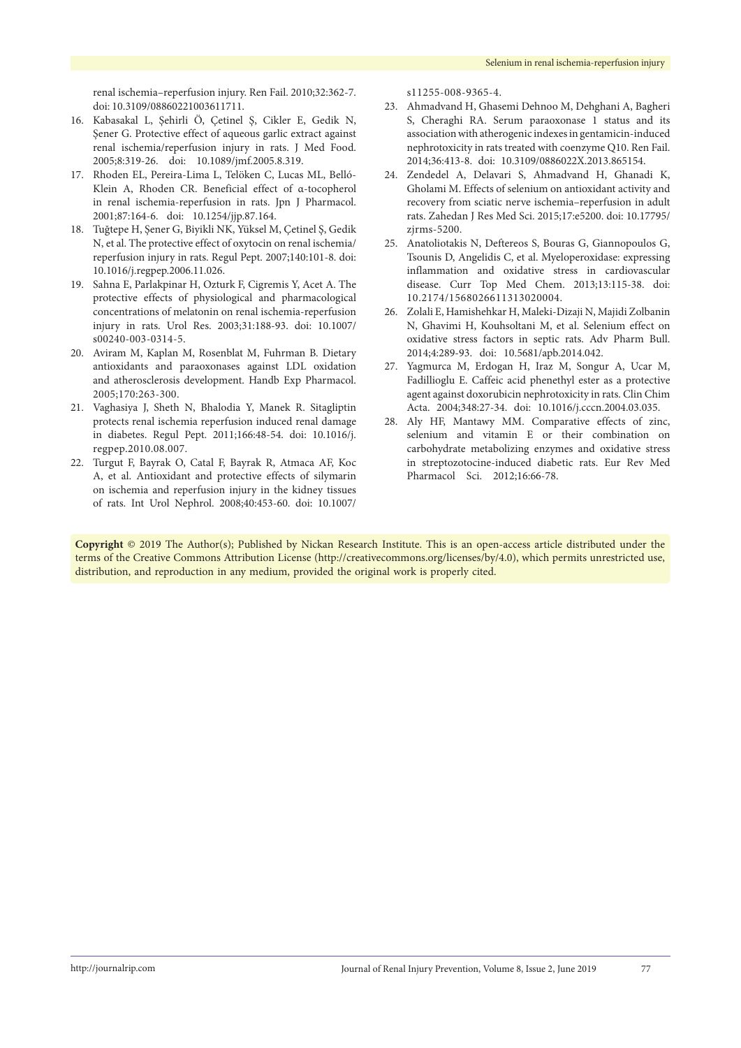renal ischemia–reperfusion injury. Ren Fail. 2010;32:362-7. doi: 10.3109/08860221003611711.

16. Kabasakal L, Şehirli Ö, Çetinel Ş, Cikler E, Gedik N, Şener G. Protective effect of aqueous garlic extract against renal ischemia/reperfusion injury in rats. J Med Food. 2005;8:319-26. doi: 10.1089/jmf.2005.8.319.
17. Rhoden EL, Pereira-Lima L, Telöken C, Lucas ML, Belló-Klein A, Rhoden CR. Beneficial effect of α-tocopherol in renal ischemia-reperfusion in rats. Jpn J Pharmacol. 2001;87:164-6. doi: 10.1254/jjp.87.164.
18. Tuğtepe H, Şener G, Biyikli NK, Yüksel M, Çetinel Ş, Gedik N, et al. The protective effect of oxytocin on renal ischemia/reperfusion injury in rats. Regul Pept. 2007;140:101-8. doi: 10.1016/j.regpep.2006.11.026.
19. Sahna E, Parlakpinar H, Ozturk F, Cigremis Y, Acet A. The protective effects of physiological and pharmacological concentrations of melatonin on renal ischemia-reperfusion injury in rats. Urol Res. 2003;31:188-93. doi: 10.1007/s00240-003-0314-5.
20. Aviram M, Kaplan M, Rosenblat M, Fuhrman B. Dietary antioxidants and paraoxonases against LDL oxidation and atherosclerosis development. Handb Exp Pharmacol. 2005;170:263-300.
21. Vaghasiya J, Sheth N, Bhalodia Y, Manek R. Sitagliptin protects renal ischemia reperfusion induced renal damage in diabetes. Regul Pept. 2011;166:48-54. doi: 10.1016/j.regpep.2010.08.007.
22. Turgut F, Bayrak O, Catal F, Bayrak R, Atmaca AF, Koc A, et al. Antioxidant and protective effects of silymarin on ischemia and reperfusion injury in the kidney tissues of rats. Int Urol Nephrol. 2008;40:453-60. doi: 10.1007/s11255-008-9365-4.
23. Ahmadvand H, Ghasemi Dehnoo M, Dehghani A, Bagheri S, Cheraghi RA. Serum paraoxonase 1 status and its association with atherogenic indexes in gentamicin-induced nephrotoxicity in rats treated with coenzyme Q10. Ren Fail. 2014;36:413-8. doi: 10.3109/0886022X.2013.865154.
24. Zendedel A, Delavari S, Ahmadvand H, Ghanadi K, Gholami M. Effects of selenium on antioxidant activity and recovery from sciatic nerve ischemia–reperfusion in adult rats. Zahedan J Res Med Sci. 2015;17:e5200. doi: 10.17795/zjrms-5200.
25. Anatoliotakis N, Deftereos S, Bouras G, Giannopoulos G, Tsounis D, Angelidis C, et al. Myeloperoxidase: expressing inflammation and oxidative stress in cardiovascular disease. Curr Top Med Chem. 2013;13:115-38. doi: 10.2174/1568026611313020004.
26. Zolali E, Hamishehkar H, Maleki-Dizaji N, Majidi Zolbanin N, Ghavimi H, Kouhsoltani M, et al. Selenium effect on oxidative stress factors in septic rats. Adv Pharm Bull. 2014;4:289-93. doi: 10.5681/apb.2014.042.
27. Yagmurca M, Erdogan H, Iraz M, Songur A, Ucar M, Fadillioglu E. Caffeic acid phenethyl ester as a protective agent against doxorubicin nephrotoxicity in rats. Clin Chim Acta. 2004;348:27-34. doi: 10.1016/j.cccn.2004.03.035.
28. Aly HF, Mantawy MM. Comparative effects of zinc, selenium and vitamin E or their combination on carbohydrate metabolizing enzymes and oxidative stress in streptozotocine-induced diabetic rats. Eur Rev Med Pharmacol Sci. 2012;16:66-78.

**Copyright** © 2019 The Author(s); Published by Nickan Research Institute. This is an open-access article distributed under the terms of the Creative Commons Attribution License (http://creativecommons.org/licenses/by/4.0), which permits unrestricted use, distribution, and reproduction in any medium, provided the original work is properly cited.